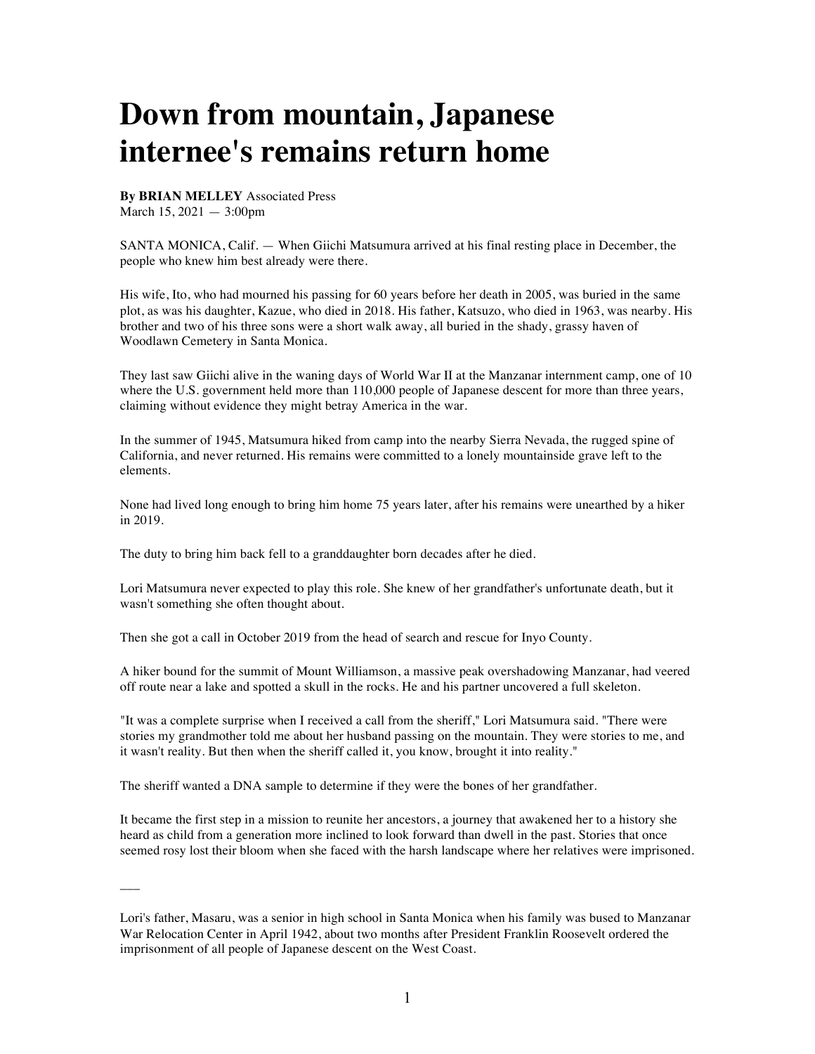# Down from mountain, Japanese internee's remains return home

**By BRIAN MELLEY** Associated Press
March 15, 2021 — 3:00pm

SANTA MONICA, Calif. — When Giichi Matsumura arrived at his final resting place in December, the people who knew him best already were there.

His wife, Ito, who had mourned his passing for 60 years before her death in 2005, was buried in the same plot, as was his daughter, Kazue, who died in 2018. His father, Katsuzo, who died in 1963, was nearby. His brother and two of his three sons were a short walk away, all buried in the shady, grassy haven of Woodlawn Cemetery in Santa Monica.

They last saw Giichi alive in the waning days of World War II at the Manzanar internment camp, one of 10 where the U.S. government held more than 110,000 people of Japanese descent for more than three years, claiming without evidence they might betray America in the war.

In the summer of 1945, Matsumura hiked from camp into the nearby Sierra Nevada, the rugged spine of California, and never returned. His remains were committed to a lonely mountainside grave left to the elements.

None had lived long enough to bring him home 75 years later, after his remains were unearthed by a hiker in 2019.

The duty to bring him back fell to a granddaughter born decades after he died.

Lori Matsumura never expected to play this role. She knew of her grandfather's unfortunate death, but it wasn't something she often thought about.

Then she got a call in October 2019 from the head of search and rescue for Inyo County.

A hiker bound for the summit of Mount Williamson, a massive peak overshadowing Manzanar, had veered off route near a lake and spotted a skull in the rocks. He and his partner uncovered a full skeleton.

"It was a complete surprise when I received a call from the sheriff," Lori Matsumura said. "There were stories my grandmother told me about her husband passing on the mountain. They were stories to me, and it wasn't reality. But then when the sheriff called it, you know, brought it into reality."

The sheriff wanted a DNA sample to determine if they were the bones of her grandfather.

It became the first step in a mission to reunite her ancestors, a journey that awakened her to a history she heard as child from a generation more inclined to look forward than dwell in the past. Stories that once seemed rosy lost their bloom when she faced with the harsh landscape where her relatives were imprisoned.

\_\_\_

Lori's father, Masaru, was a senior in high school in Santa Monica when his family was bused to Manzanar War Relocation Center in April 1942, about two months after President Franklin Roosevelt ordered the imprisonment of all people of Japanese descent on the West Coast.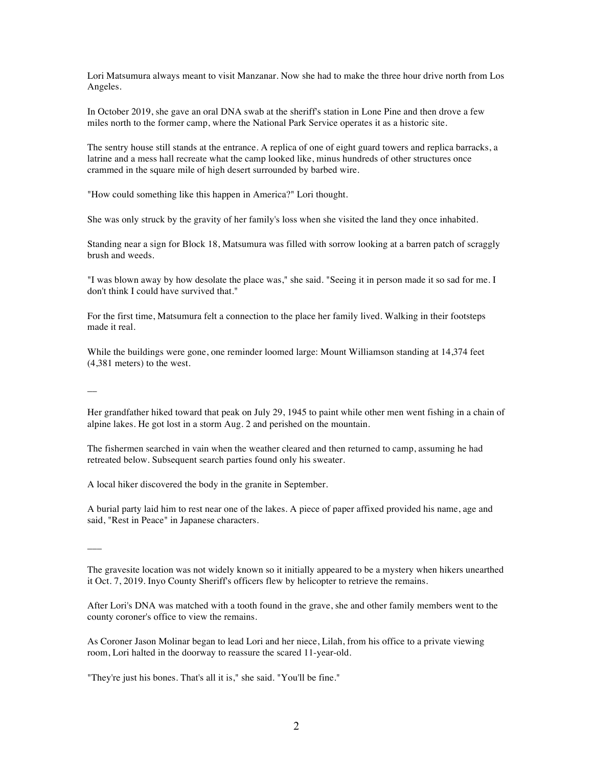Lori Matsumura always meant to visit Manzanar. Now she had to make the three hour drive north from Los Angeles.

In October 2019, she gave an oral DNA swab at the sheriff's station in Lone Pine and then drove a few miles north to the former camp, where the National Park Service operates it as a historic site.

The sentry house still stands at the entrance. A replica of one of eight guard towers and replica barracks, a latrine and a mess hall recreate what the camp looked like, minus hundreds of other structures once crammed in the square mile of high desert surrounded by barbed wire.

"How could something like this happen in America?" Lori thought.

She was only struck by the gravity of her family's loss when she visited the land they once inhabited.

Standing near a sign for Block 18, Matsumura was filled with sorrow looking at a barren patch of scraggly brush and weeds.

"I was blown away by how desolate the place was," she said. "Seeing it in person made it so sad for me. I don't think I could have survived that."

For the first time, Matsumura felt a connection to the place her family lived. Walking in their footsteps made it real.

While the buildings were gone, one reminder loomed large: Mount Williamson standing at 14,374 feet (4,381 meters) to the west.

—

Her grandfather hiked toward that peak on July 29, 1945 to paint while other men went fishing in a chain of alpine lakes. He got lost in a storm Aug. 2 and perished on the mountain.

The fishermen searched in vain when the weather cleared and then returned to camp, assuming he had retreated below. Subsequent search parties found only his sweater.

A local hiker discovered the body in the granite in September.

A burial party laid him to rest near one of the lakes. A piece of paper affixed provided his name, age and said, "Rest in Peace" in Japanese characters.

—

The gravesite location was not widely known so it initially appeared to be a mystery when hikers unearthed it Oct. 7, 2019. Inyo County Sheriff's officers flew by helicopter to retrieve the remains.

After Lori's DNA was matched with a tooth found in the grave, she and other family members went to the county coroner's office to view the remains.

As Coroner Jason Molinar began to lead Lori and her niece, Lilah, from his office to a private viewing room, Lori halted in the doorway to reassure the scared 11-year-old.

"They're just his bones. That's all it is," she said. "You'll be fine."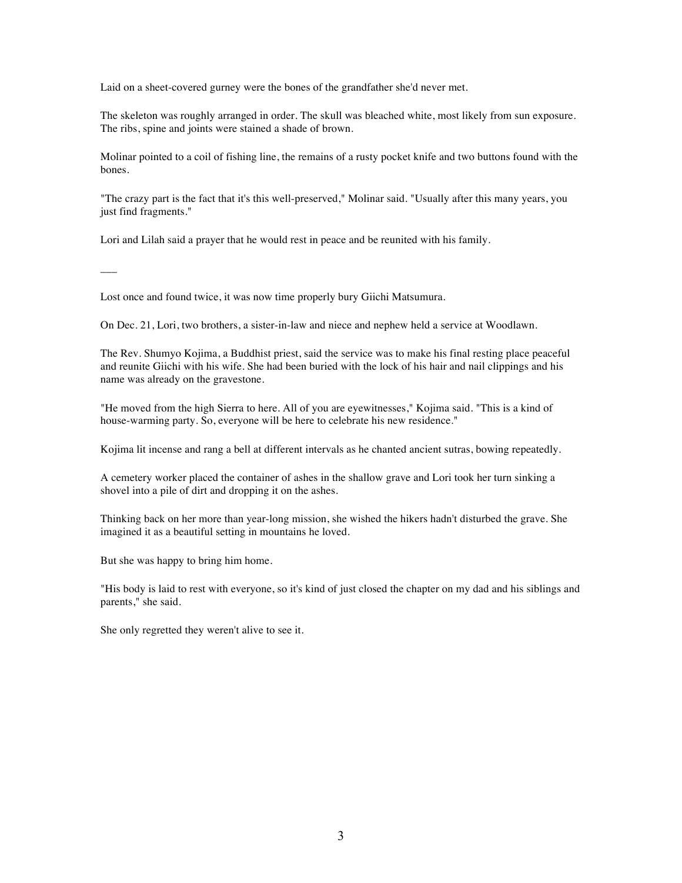Laid on a sheet-covered gurney were the bones of the grandfather she'd never met.

The skeleton was roughly arranged in order. The skull was bleached white, most likely from sun exposure. The ribs, spine and joints were stained a shade of brown.

Molinar pointed to a coil of fishing line, the remains of a rusty pocket knife and two buttons found with the bones.

"The crazy part is the fact that it's this well-preserved," Molinar said. "Usually after this many years, you just find fragments."

Lori and Lilah said a prayer that he would rest in peace and be reunited with his family.

\_\_\_

Lost once and found twice, it was now time properly bury Giichi Matsumura.

On Dec. 21, Lori, two brothers, a sister-in-law and niece and nephew held a service at Woodlawn.

The Rev. Shumyo Kojima, a Buddhist priest, said the service was to make his final resting place peaceful and reunite Giichi with his wife. She had been buried with the lock of his hair and nail clippings and his name was already on the gravestone.

"He moved from the high Sierra to here. All of you are eyewitnesses," Kojima said. "This is a kind of house-warming party. So, everyone will be here to celebrate his new residence."

Kojima lit incense and rang a bell at different intervals as he chanted ancient sutras, bowing repeatedly.

A cemetery worker placed the container of ashes in the shallow grave and Lori took her turn sinking a shovel into a pile of dirt and dropping it on the ashes.

Thinking back on her more than year-long mission, she wished the hikers hadn't disturbed the grave. She imagined it as a beautiful setting in mountains he loved.

But she was happy to bring him home.

"His body is laid to rest with everyone, so it's kind of just closed the chapter on my dad and his siblings and parents," she said.

She only regretted they weren't alive to see it.